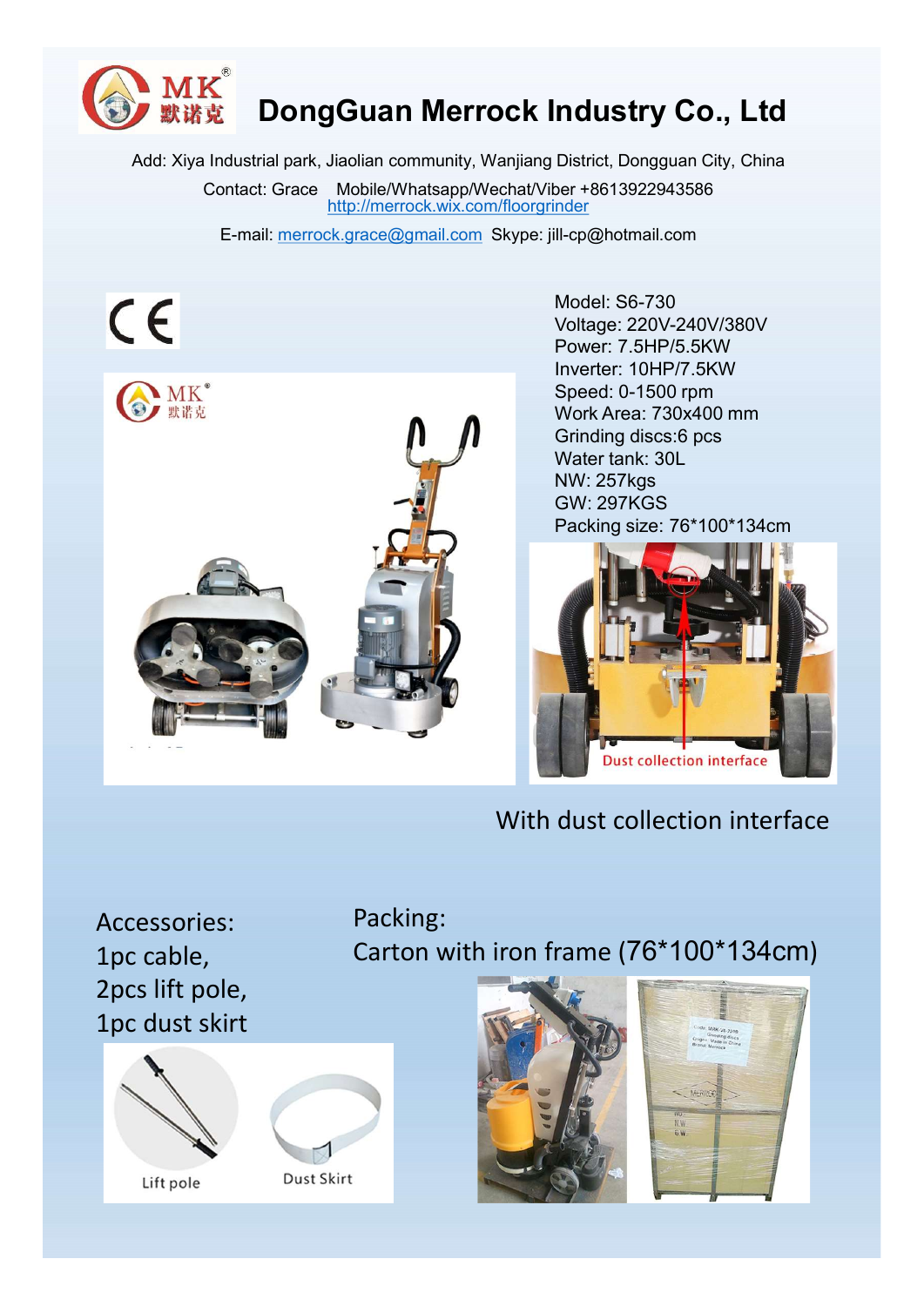# DongGuan Merrock Industry Co., Ltd

Add: Xiya Industrial park, Jiaolian community, Wanjiang District, Dongguan City, China

Contact: Grace Mobile/Whatsapp/Wechat/Viber +8613922943586
http://merrock.wix.com/floorgrinder

E-mail: merrock.grace@gmail.com Skype: jill-cp@hotmail.com

Model: S6-730
Voltage: 220V-240V/380V
Power: 7.5HP/5.5KW
Inverter: 10HP/7.5KW
Speed: 0-1500 rpm
Work Area: 730x400 mm
Grinding discs:6 pcs
Water tank: 30L
NW: 257kgs
GW: 297KGS
Packing size: 76*100*134cm

Dust collection interface

With dust collection interface

Accessories:
1pc cable,
2pcs lift pole,
1pc dust skirt

Lift pole

Dust Skirt

Packing:
Carton with iron frame (76*100*134cm)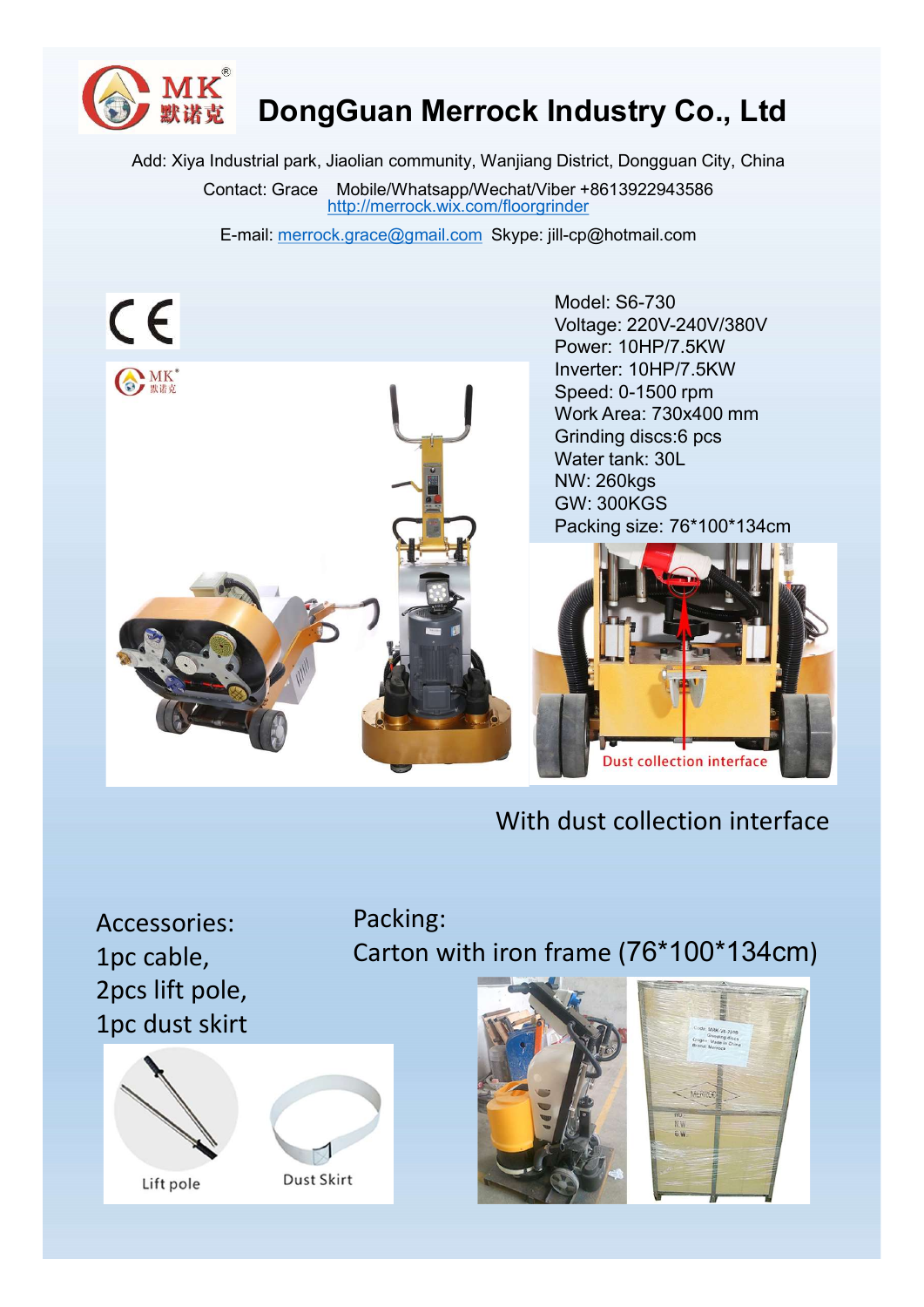# DongGuan Merrock Industry Co., Ltd

Add: Xiya Industrial park, Jiaolian community, Wanjiang District, Dongguan City, China

Contact: Grace Mobile/Whatsapp/Wechat/Viber +8613922943586

http://merrock.wix.com/floorgrinder

E-mail: merrock.grace@gmail.com Skype: jill-cp@hotmail.com

Model: S6-730
Voltage: 220V-240V/380V
Power: 10HP/7.5KW
Inverter: 10HP/7.5KW
Speed: 0-1500 rpm
Work Area: 730x400 mm
Grinding discs:6 pcs
Water tank: 30L
NW: 260kgs
GW: 300KGS
Packing size: 76*100*134cm

Dust collection interface

With dust collection interface

Accessories:
1pc cable,
2pcs lift pole,
1pc dust skirt

Lift pole

Dust Skirt

Packing:
Carton with iron frame (76*100*134cm)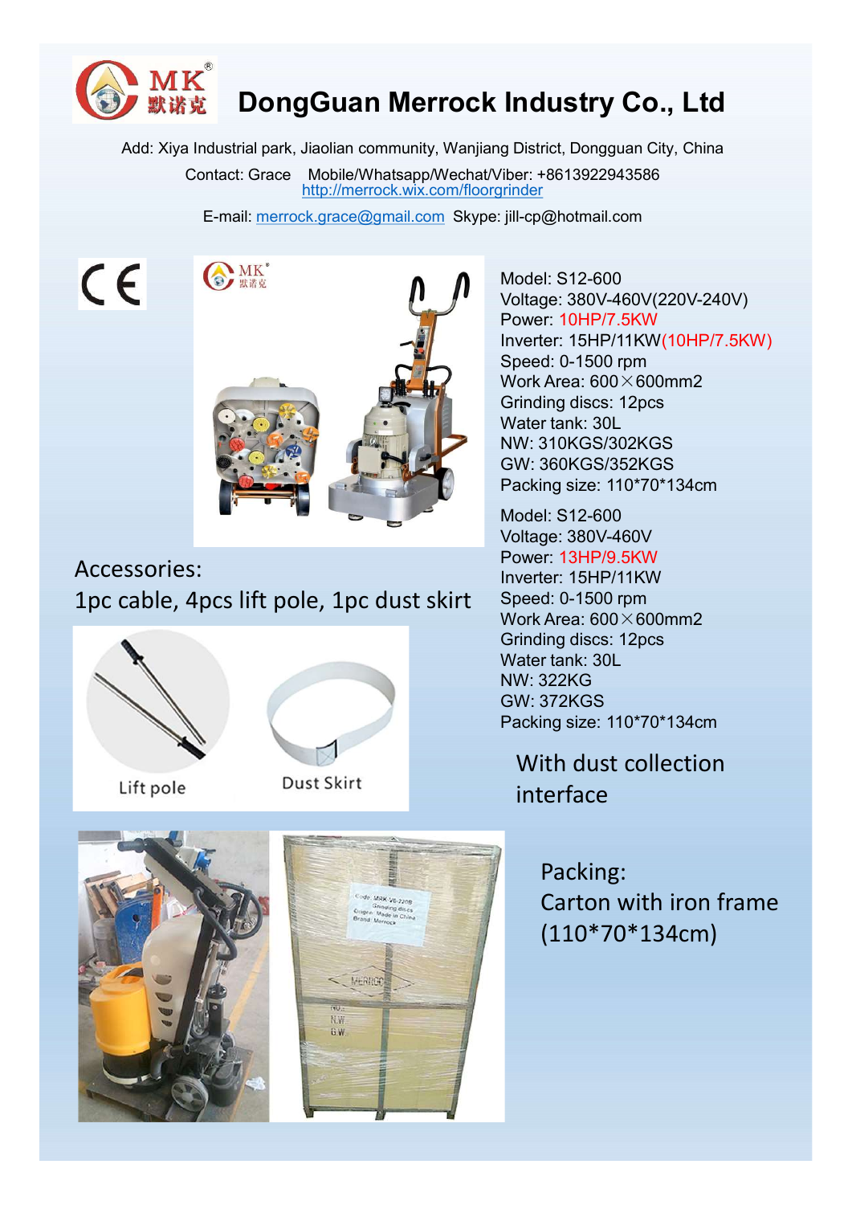# DongGuan Merrock Industry Co., Ltd

Add: Xiya Industrial park, Jiaolian community, Wanjiang District, Dongguan City, China

Contact: Grace    Mobile/Whatsapp/Wechat/Viber: +8613922943586

http://merrock.wix.com/floorgrinder

E-mail: merrock.grace@gmail.com  Skype: jill-cp@hotmail.com

Model: S12-600
Voltage: 380V-460V(220V-240V)
Power: 10HP/7.5KW
Inverter: 15HP/11KW(10HP/7.5KW)
Speed: 0-1500 rpm
Work Area: 600×600mm2
Grinding discs: 12pcs
Water tank: 30L
NW: 310KGS/302KGS
GW: 360KGS/352KGS
Packing size: 110*70*134cm

Model: S12-600
Voltage: 380V-460V
Power: 13HP/9.5KW
Inverter: 15HP/11KW
Speed: 0-1500 rpm
Work Area: 600×600mm2
Grinding discs: 12pcs
Water tank: 30L
NW: 322KG
GW: 372KGS
Packing size: 110*70*134cm

With dust collection interface

Accessories:
1pc cable, 4pcs lift pole, 1pc dust skirt

Lift pole    Dust Skirt

Packing:
Carton with iron frame
(110*70*134cm)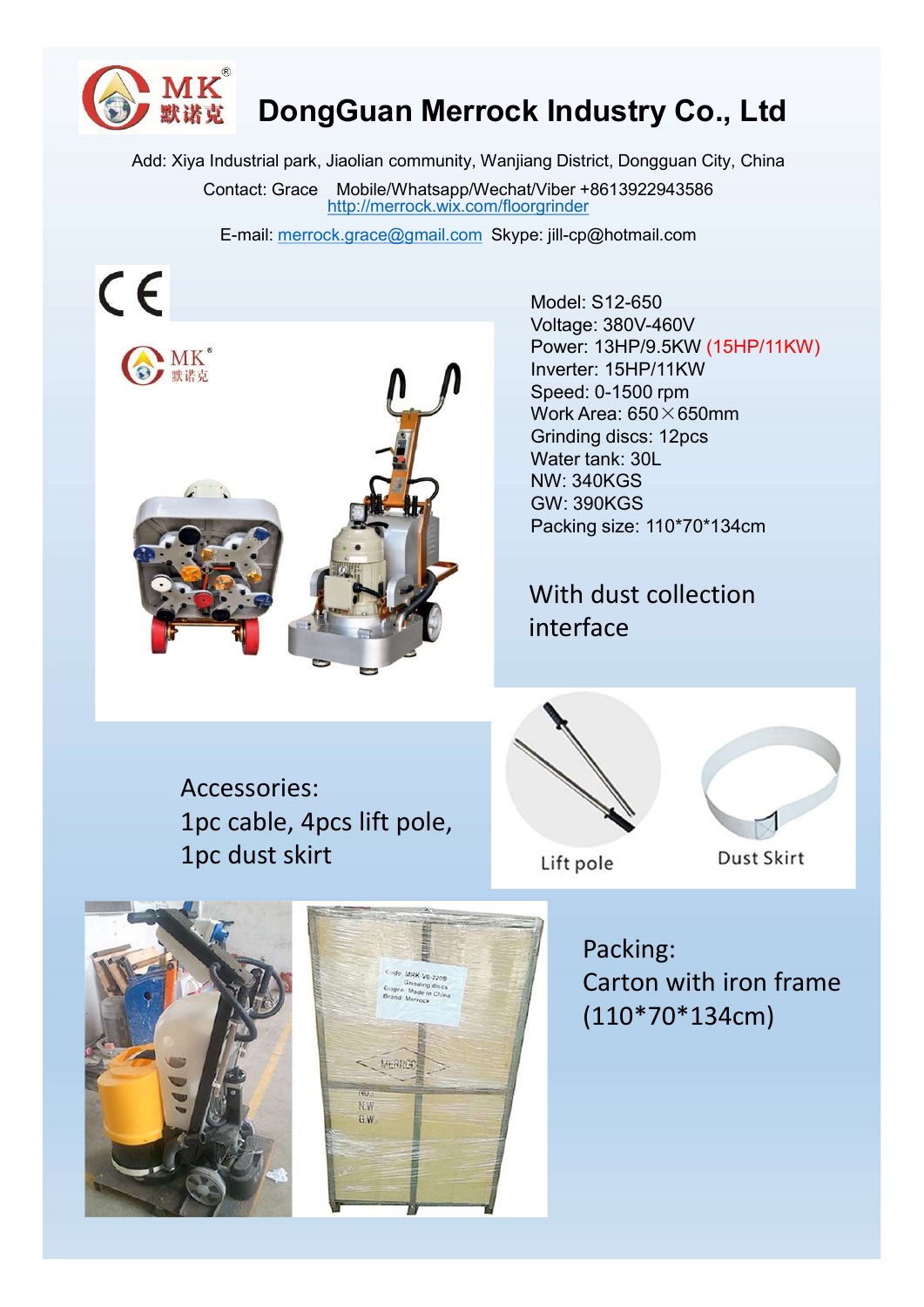# DongGuan Merrock Industry Co., Ltd

Add: Xiya Industrial park, Jiaolian community, Wanjiang District, Dongguan City, China

Contact: Grace    Mobile/Whatsapp/Wechat/Viber +8613922943586

http://merrock.wix.com/floorgrinder

E-mail: merrock.grace@gmail.com  Skype: jill-cp@hotmail.com

Model: S12-650
Voltage: 380V-460V
Power: 13HP/9.5KW (15HP/11KW)
Inverter: 15HP/11KW
Speed: 0-1500 rpm
Work Area: 650×650mm
Grinding discs: 12pcs
Water tank: 30L
NW: 340KGS
GW: 390KGS
Packing size: 110*70*134cm

With dust collection interface

Accessories:
1pc cable, 4pcs lift pole, 1pc dust skirt

Lift pole

Dust Skirt

Packing:
Carton with iron frame (110*70*134cm)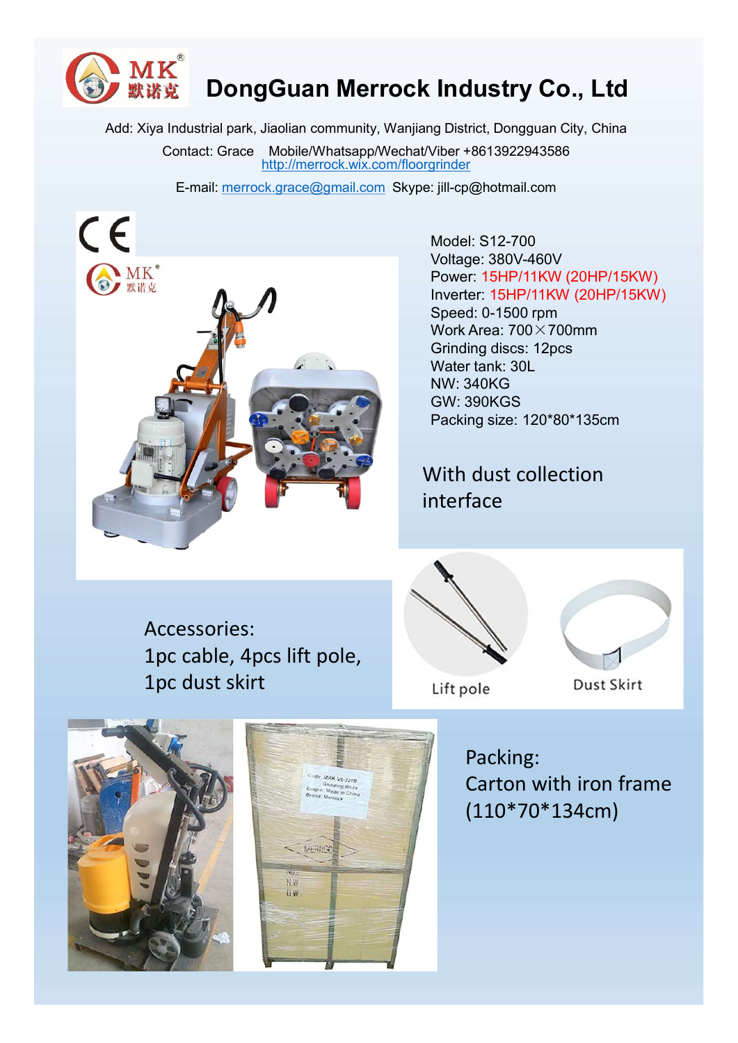# DongGuan Merrock Industry Co., Ltd

Add: Xiya Industrial park, Jiaolian community, Wanjiang District, Dongguan City, China

Contact: Grace Mobile/Whatsapp/Wechat/Viber +8613922943586

http://merrock.wix.com/floorgrinder

E-mail: merrock.grace@gmail.com Skype: jill-cp@hotmail.com

Model: S12-700
Voltage: 380V-460V
Power: 15HP/11KW (20HP/15KW)
Inverter: 15HP/11KW (20HP/15KW)
Speed: 0-1500 rpm
Work Area: 700×700mm
Grinding discs: 12pcs
Water tank: 30L
NW: 340KG
GW: 390KGS
Packing size: 120*80*135cm

With dust collection interface

Accessories:
1pc cable, 4pcs lift pole, 1pc dust skirt

Lift pole

Dust Skirt

Packing:
Carton with iron frame (110*70*134cm)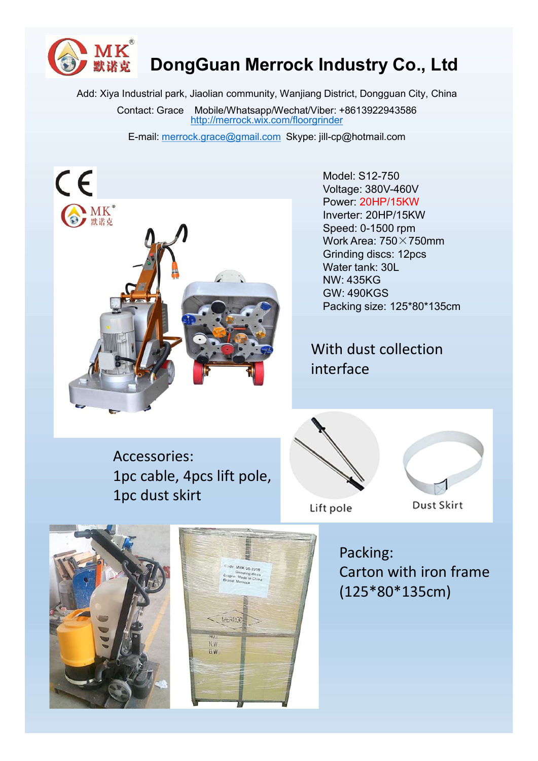# DongGuan Merrock Industry Co., Ltd

Add: Xiya Industrial park, Jiaolian community, Wanjiang District, Dongguan City, China

Contact: Grace Mobile/Whatsapp/Wechat/Viber: +8613922943586

http://merrock.wix.com/floorgrinder

E-mail: merrock.grace@gmail.com Skype: jill-cp@hotmail.com

Model: S12-750
Voltage: 380V-460V
Power: 20HP/15KW
Inverter: 20HP/15KW
Speed: 0-1500 rpm
Work Area: 750×750mm
Grinding discs: 12pcs
Water tank: 30L
NW: 435KG
GW: 490KGS
Packing size: 125*80*135cm

With dust collection interface

Accessories:
1pc cable, 4pcs lift pole,
1pc dust skirt

Lift pole

Dust Skirt

Packing:
Carton with iron frame
(125*80*135cm)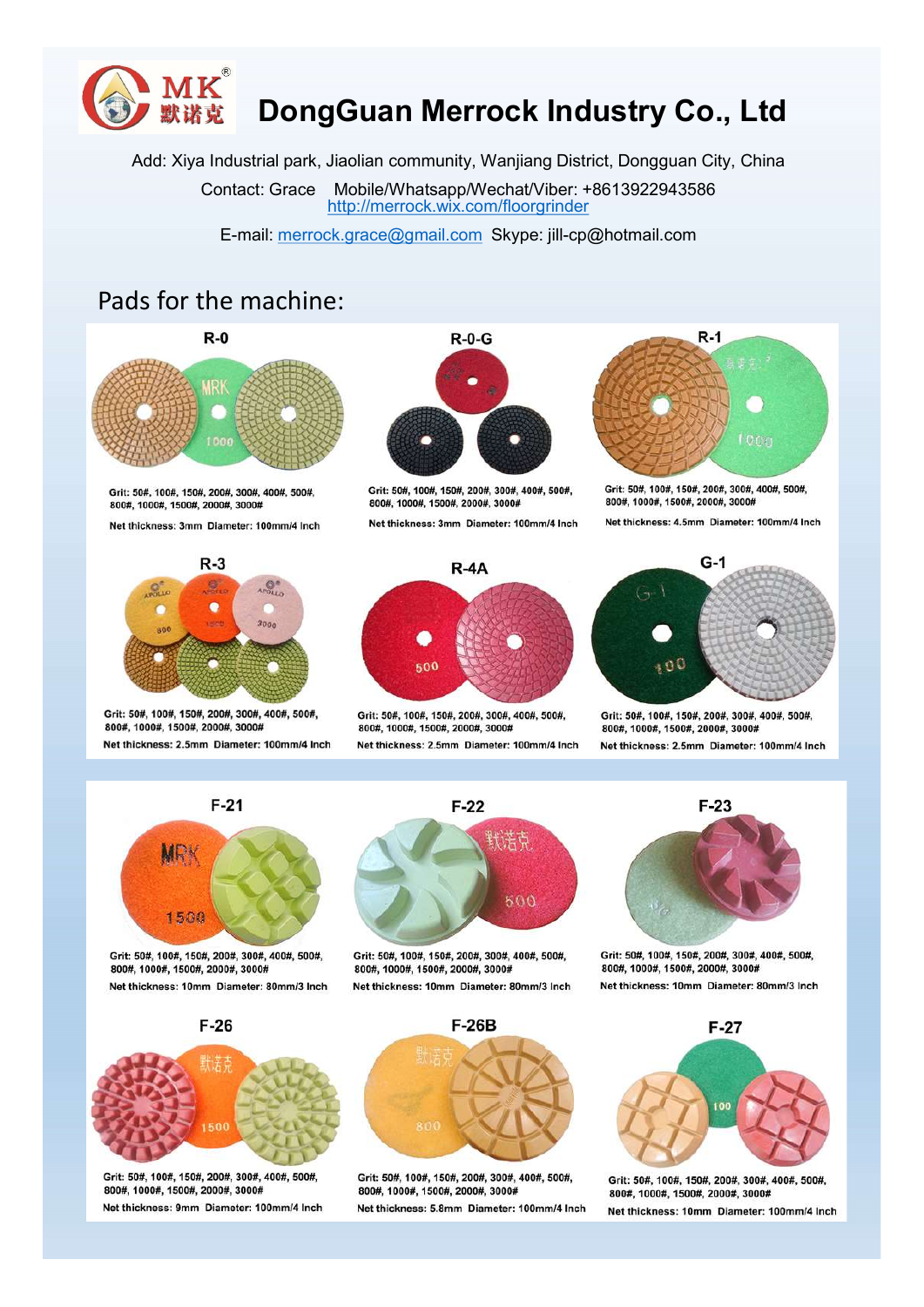# DongGuan Merrock Industry Co., Ltd

Add: Xiya Industrial park, Jiaolian community, Wanjiang District, Dongguan City, China

Contact: Grace  Mobile/Whatsapp/Wechat/Viber: +8613922943586
http://merrock.wix.com/floorgrinder

E-mail: merrock.grace@gmail.com  Skype: jill-cp@hotmail.com

## Pads for the machine:

### R-0

Grit: 50#, 100#, 150#, 200#, 300#, 400#, 500#, 800#, 1000#, 1500#, 2000#, 3000#

Net thickness: 3mm Diameter: 100mm/4 Inch

### R-0-G

Grit: 50#, 100#, 150#, 200#, 300#, 400#, 500#, 800#, 1000#, 1500#, 2000#, 3000#

Net thickness: 3mm Diameter: 100mm/4 Inch

### R-1

Grit: 50#, 100#, 150#, 200#, 300#, 400#, 500#, 800#, 1000#, 1500#, 2000#, 3000#

Net thickness: 4.5mm Diameter: 100mm/4 Inch

### R-3

Grit: 50#, 100#, 150#, 200#, 300#, 400#, 500#, 800#, 1000#, 1500#, 2000#, 3000#

Net thickness: 2.5mm Diameter: 100mm/4 Inch

### R-4A

Grit: 50#, 100#, 150#, 200#, 300#, 400#, 500#, 800#, 1000#, 1500#, 2000#, 3000#

Net thickness: 2.5mm Diameter: 100mm/4 Inch

### G-1

Grit: 50#, 100#, 150#, 200#, 300#, 400#, 500#, 800#, 1000#, 1500#, 2000#, 3000#

Net thickness: 2.5mm Diameter: 100mm/4 Inch

### F-21

Grit: 50#, 100#, 150#, 200#, 300#, 400#, 500#, 800#, 1000#, 1500#, 2000#, 3000#

Net thickness: 10mm Diameter: 80mm/3 Inch

### F-22

Grit: 50#, 100#, 150#, 200#, 300#, 400#, 500#, 800#, 1000#, 1500#, 2000#, 3000#

Net thickness: 10mm Diameter: 80mm/3 Inch

### F-23

Grit: 50#, 100#, 150#, 200#, 300#, 400#, 500#, 800#, 1000#, 1500#, 2000#, 3000#

Net thickness: 10mm Diameter: 80mm/3 Inch

### F-26

Grit: 50#, 100#, 150#, 200#, 300#, 400#, 500#, 800#, 1000#, 1500#, 2000#, 3000#

Net thickness: 9mm Diameter: 100mm/4 Inch

### F-26B

Grit: 50#, 100#, 150#, 200#, 300#, 400#, 500#, 800#, 1000#, 1500#, 2000#, 3000#

Net thickness: 5.8mm Diameter: 100mm/4 Inch

### F-27

Grit: 50#, 100#, 150#, 200#, 300#, 400#, 500#, 800#, 1000#, 1500#, 2000#, 3000#

Net thickness: 10mm Diameter: 100mm/4 Inch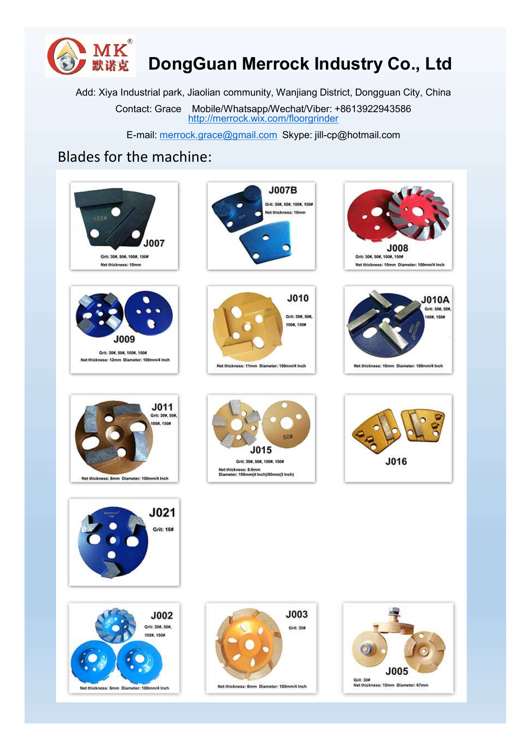# DongGuan Merrock Industry Co., Ltd

Add: Xiya Industrial park, Jiaolian community, Wanjiang District, Dongguan City, China

Contact: Grace Mobile/Whatsapp/Wechat/Viber: +8613922943586

http://merrock.wix.com/floorgrinder

E-mail: merrock.grace@gmail.com Skype: jill-cp@hotmail.com

## Blades for the machine:

**J007**
Grit: 30#, 50#, 100#, 150#
Net thickness: 10mm

**J007B**
Grit: 30#, 50#, 100#, 150#
Net thickness: 10mm

**J008**
Grit: 30#, 50#, 100#, 150#
Net thickness: 10mm Diameter: 100mm/4 Inch

**J009**
Grit: 30#, 50#, 100#, 150#
Net thickness: 12mm Diameter: 100mm/4 Inch

**J010**
Grit: 30#, 50#, 100#, 150#
Net thickness: 11mm Diameter: 100mm/4 Inch

**J010A**
Grit: 30#, 50#, 100#, 150#
Net thickness: 10mm Diameter: 100mm/4 Inch

**J011**
Grit: 30#, 50#, 100#, 150#
Net thickness: 8mm Diameter: 100mm/4 Inch

**J015**
Grit: 30#, 50#, 100#, 150#
Net thickness: 8.6mm
Diameter: 100mm(4 Inch)/80mm(3 Inch)

**J016**

**J021**
Grit: 16#

**J002**
Grit: 30#, 50#, 100#, 150#
Net thickness: 6mm Diameter: 100mm/4 Inch

**J003**
Grit: 30#
Net thickness: 6mm Diameter: 100mm/4 Inch

**J005**
Grit: 30#
Net thickness: 10mm Diameter: 67mm